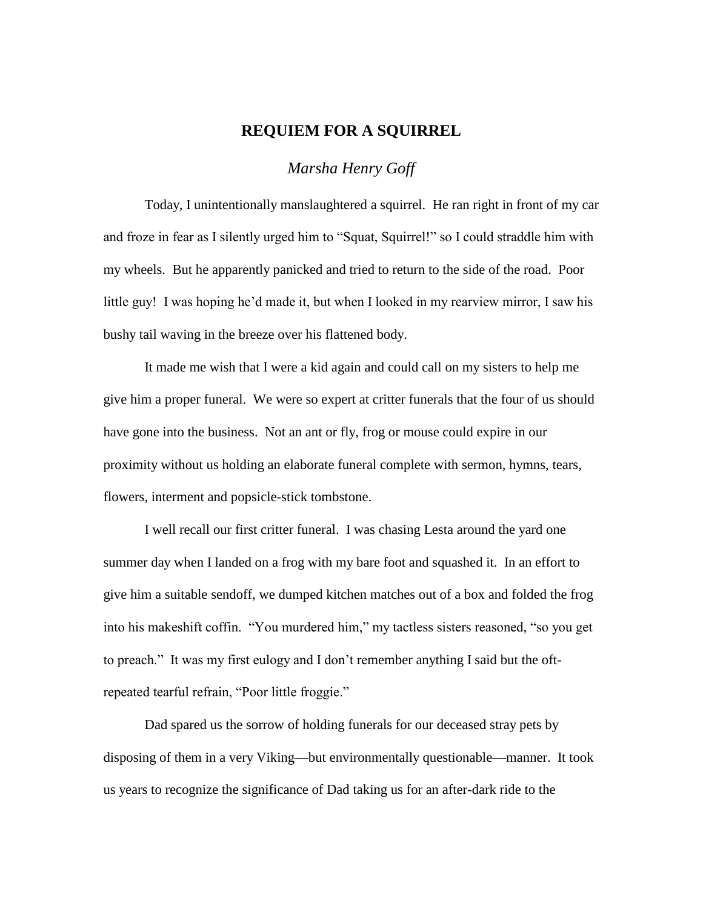# REQUIEM FOR A SQUIRREL

*Marsha Henry Goff*

Today, I unintentionally manslaughtered a squirrel. He ran right in front of my car and froze in fear as I silently urged him to "Squat, Squirrel!" so I could straddle him with my wheels. But he apparently panicked and tried to return to the side of the road. Poor little guy! I was hoping he'd made it, but when I looked in my rearview mirror, I saw his bushy tail waving in the breeze over his flattened body.

It made me wish that I were a kid again and could call on my sisters to help me give him a proper funeral. We were so expert at critter funerals that the four of us should have gone into the business. Not an ant or fly, frog or mouse could expire in our proximity without us holding an elaborate funeral complete with sermon, hymns, tears, flowers, interment and popsicle-stick tombstone.

I well recall our first critter funeral. I was chasing Lesta around the yard one summer day when I landed on a frog with my bare foot and squashed it. In an effort to give him a suitable sendoff, we dumped kitchen matches out of a box and folded the frog into his makeshift coffin. "You murdered him," my tactless sisters reasoned, "so you get to preach." It was my first eulogy and I don't remember anything I said but the oft-repeated tearful refrain, "Poor little froggie."

Dad spared us the sorrow of holding funerals for our deceased stray pets by disposing of them in a very Viking—but environmentally questionable—manner. It took us years to recognize the significance of Dad taking us for an after-dark ride to the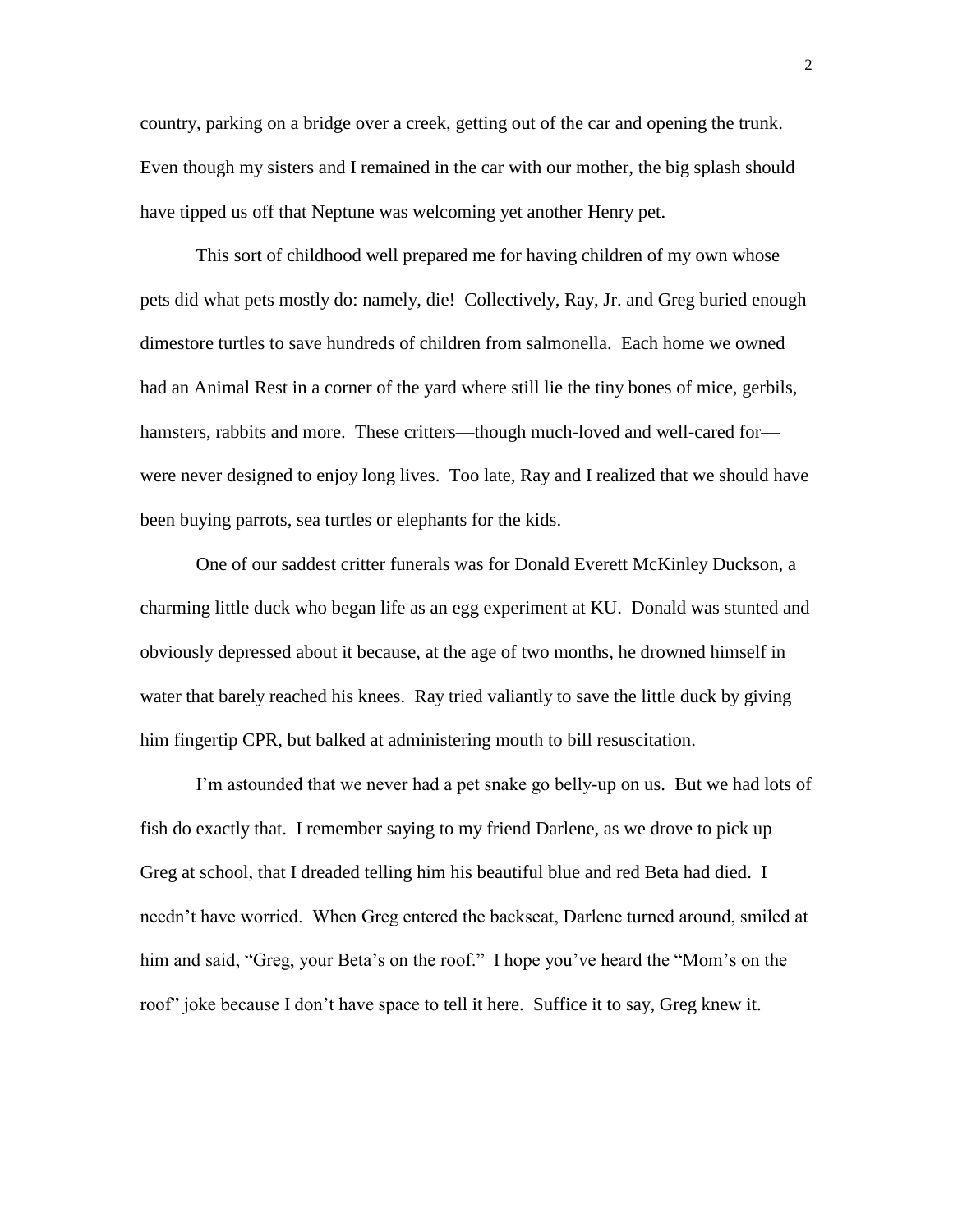country, parking on a bridge over a creek, getting out of the car and opening the trunk. Even though my sisters and I remained in the car with our mother, the big splash should have tipped us off that Neptune was welcoming yet another Henry pet.

This sort of childhood well prepared me for having children of my own whose pets did what pets mostly do: namely, die! Collectively, Ray, Jr. and Greg buried enough dimestore turtles to save hundreds of children from salmonella. Each home we owned had an Animal Rest in a corner of the yard where still lie the tiny bones of mice, gerbils, hamsters, rabbits and more. These critters—though much-loved and well-cared for—were never designed to enjoy long lives. Too late, Ray and I realized that we should have been buying parrots, sea turtles or elephants for the kids.

One of our saddest critter funerals was for Donald Everett McKinley Duckson, a charming little duck who began life as an egg experiment at KU. Donald was stunted and obviously depressed about it because, at the age of two months, he drowned himself in water that barely reached his knees. Ray tried valiantly to save the little duck by giving him fingertip CPR, but balked at administering mouth to bill resuscitation.

I'm astounded that we never had a pet snake go belly-up on us. But we had lots of fish do exactly that. I remember saying to my friend Darlene, as we drove to pick up Greg at school, that I dreaded telling him his beautiful blue and red Beta had died. I needn't have worried. When Greg entered the backseat, Darlene turned around, smiled at him and said, "Greg, your Beta's on the roof." I hope you've heard the "Mom's on the roof" joke because I don't have space to tell it here. Suffice it to say, Greg knew it.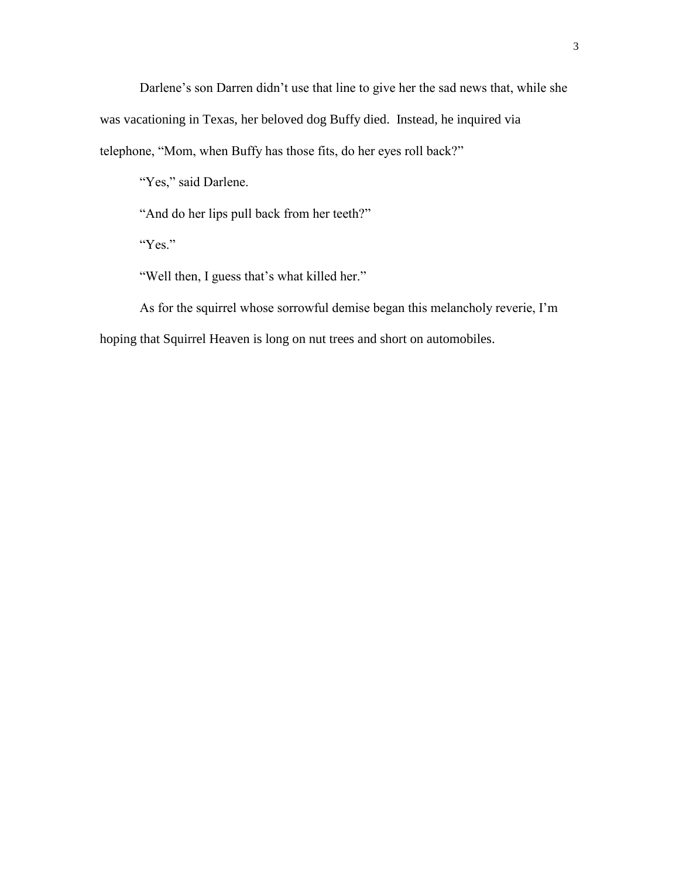Darlene's son Darren didn't use that line to give her the sad news that, while she was vacationing in Texas, her beloved dog Buffy died. Instead, he inquired via telephone, "Mom, when Buffy has those fits, do her eyes roll back?"

"Yes," said Darlene.

"And do her lips pull back from her teeth?"

"Yes."

"Well then, I guess that's what killed her."

As for the squirrel whose sorrowful demise began this melancholy reverie, I'm hoping that Squirrel Heaven is long on nut trees and short on automobiles.